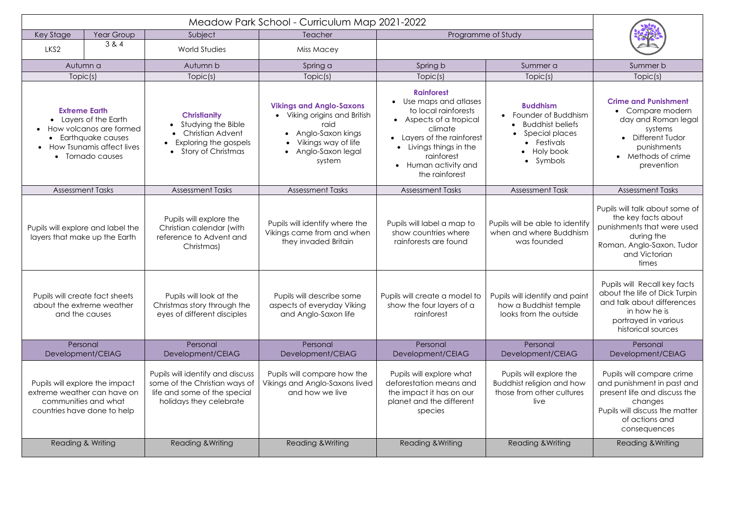# Meadow Park School - Curriculum Map 2021-2022

| Key Stage | Year Group | Subject | Teacher | Programme of Study |
|---|---|---|---|---|
| LKS2 | 3 & 4 | World Studies | Miss Macey | |

| Autumn a | Autumn b | Spring a | Spring b | Summer a | Summer b |
|---|---|---|---|---|---|
| **Topic(s)** | **Topic(s)** | **Topic(s)** | **Topic(s)** | **Topic(s)** | **Topic(s)** |
| **Extreme Earth**<br>• Layers of the Earth<br>• How volcanos are formed<br>• Earthquake causes<br>• How Tsunamis affect lives<br>• Tornado causes | **Christianity**<br>• Studying the Bible<br>• Christian Advent<br>• Exploring the gospels<br>• Story of Christmas | **Vikings and Anglo-Saxons**<br>• Viking origins and British raid<br>• Anglo-Saxon kings<br>• Vikings way of life<br>• Anglo-Saxon legal system | **Rainforest**<br>• Use maps and atlases to local rainforests<br>• Aspects of a tropical climate<br>• Layers of the rainforest<br>• Livings things in the rainforest<br>• Human activity and the rainforest | **Buddhism**<br>• Founder of Buddhism<br>• Buddhist beliefs<br>• Special places<br>• Festivals<br>• Holy book<br>• Symbols | **Crime and Punishment**<br>• Compare modern day and Roman legal systems<br>• Different Tudor punishments<br>• Methods of crime prevention |
| **Assessment Tasks** | **Assessment Tasks** | **Assessment Tasks** | **Assessment Tasks** | **Assessment Task** | **Assessment Tasks** |
| Pupils will explore and label the layers that make up the Earth | Pupils will explore the Christian calendar (with reference to Advent and Christmas) | Pupils will identify where the Vikings came from and when they invaded Britain | Pupils will label a map to show countries where rainforests are found | Pupils will be able to identify when and where Buddhism was founded | Pupils will talk about some of the key facts about punishments that were used during the Roman, Anglo-Saxon, Tudor and Victorian times |
| Pupils will create fact sheets about the extreme weather and the causes | Pupils will look at the Christmas story through the eyes of different disciples | Pupils will describe some aspects of everyday Viking and Anglo-Saxon life | Pupils will create a model to show the four layers of a rainforest | Pupils will identify and paint how a Buddhist temple looks from the outside | Pupils will Recall key facts about the life of Dick Turpin and talk about differences in how he is portrayed in various historical sources |
| **Personal Development/CEIAG** | **Personal Development/CEIAG** | **Personal Development/CEIAG** | **Personal Development/CEIAG** | **Personal Development/CEIAG** | **Personal Development/CEIAG** |
| Pupils will explore the impact extreme weather can have on communities and what countries have done to help | Pupils will identify and discuss some of the Christian ways of life and some of the special holidays they celebrate | Pupils will compare how the Vikings and Anglo-Saxons lived and how we live | Pupils will explore what deforestation means and the impact it has on our planet and the different species | Pupils will explore the Buddhist religion and how those from other cultures live | Pupils will compare crime and punishment in past and present life and discuss the changes<br>Pupils will discuss the matter of actions and consequences |
| **Reading & Writing** | **Reading &Writing** | **Reading &Writing** | **Reading &Writing** | **Reading &Writing** | **Reading &Writing** |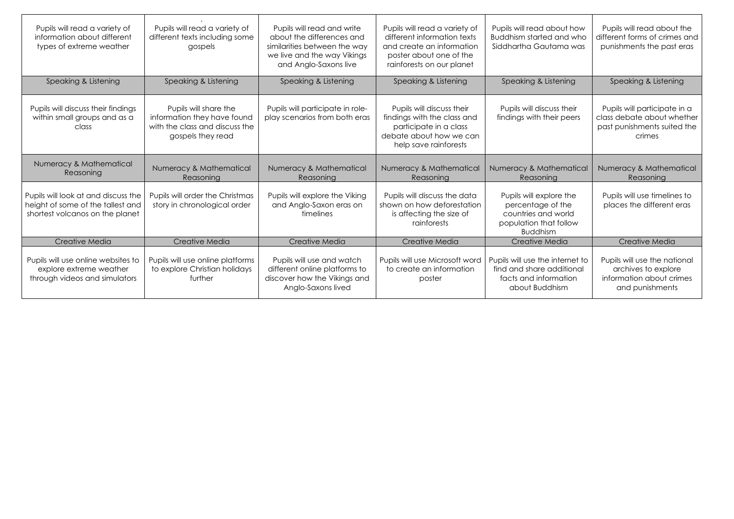| | | | | | |
|---|---|---|---|---|---|
| Pupils will read a variety of information about different types of extreme weather | . Pupils will read a variety of different texts including some gospels | Pupils will read and write about the differences and similarities between the way we live and the way Vikings and Anglo-Saxons live | Pupils will read a variety of different information texts and create an information poster about one of the rainforests on our planet | Pupils will read about how Buddhism started and who Siddhartha Gautama was | Pupils will read about the different forms of crimes and punishments the past eras |
| Speaking & Listening | Speaking & Listening | Speaking & Listening | Speaking & Listening | Speaking & Listening | Speaking & Listening |
| Pupils will discuss their findings within small groups and as a class | Pupils will share the information they have found with the class and discuss the gospels they read | Pupils will participate in role-play scenarios from both eras | Pupils will discuss their findings with the class and participate in a class debate about how we can help save rainforests | Pupils will discuss their findings with their peers | Pupils will participate in a class debate about whether past punishments suited the crimes |
| Numeracy & Mathematical Reasoning | Numeracy & Mathematical Reasoning | Numeracy & Mathematical Reasoning | Numeracy & Mathematical Reasoning | Numeracy & Mathematical Reasoning | Numeracy & Mathematical Reasoning |
| Pupils will look at and discuss the height of some of the tallest and shortest volcanos on the planet | Pupils will order the Christmas story in chronological order | Pupils will explore the Viking and Anglo-Saxon eras on timelines | Pupils will discuss the data shown on how deforestation is affecting the size of rainforests | Pupils will explore the percentage of the countries and world population that follow Buddhism | Pupils will use timelines to places the different eras |
| Creative Media | Creative Media | Creative Media | Creative Media | Creative Media | Creative Media |
| Pupils will use online websites to explore extreme weather through videos and simulators | Pupils will use online platforms to explore Christian holidays further | Pupils will use and watch different online platforms to discover how the Vikings and Anglo-Saxons lived | Pupils will use Microsoft word to create an information poster | Pupils will use the internet to find and share additional facts and information about Buddhism | Pupils will use the national archives to explore information about crimes and punishments |